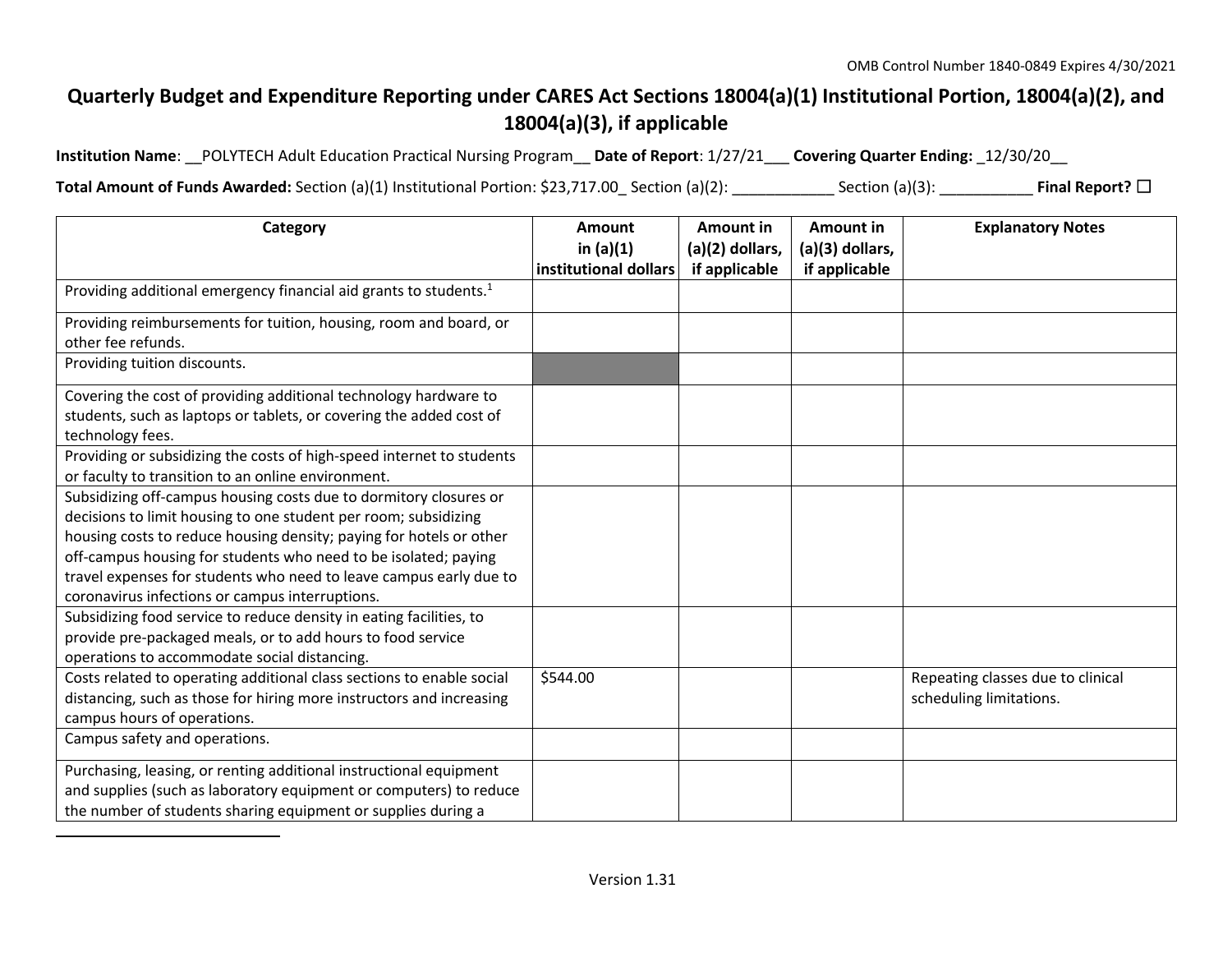OMB Control Number 1840-0849 Expires 4/30/2021

# Quarterly Budget and Expenditure Reporting under CARES Act Sections 18004(a)(1) Institutional Portion, 18004(a)(2), and 18004(a)(3), if applicable

**Institution Name**: __POLYTECH Adult Education Practical Nursing Program__ **Date of Report**: 1/27/21___ **Covering Quarter Ending:** _12/30/20__

**Total Amount of Funds Awarded:** Section (a)(1) Institutional Portion: $23,717.00_ Section (a)(2): ____________ Section (a)(3): ___________ **Final Report?** ☐

| Category | Amount in (a)(1) institutional dollars | Amount in (a)(2) dollars, if applicable | Amount in (a)(3) dollars, if applicable | Explanatory Notes |
|---|---|---|---|---|
| Providing additional emergency financial aid grants to students.[1] | | | | |
| Providing reimbursements for tuition, housing, room and board, or other fee refunds. | | | | |
| Providing tuition discounts. | | | | |
| Covering the cost of providing additional technology hardware to students, such as laptops or tablets, or covering the added cost of technology fees. | | | | |
| Providing or subsidizing the costs of high-speed internet to students or faculty to transition to an online environment. | | | | |
| Subsidizing off-campus housing costs due to dormitory closures or decisions to limit housing to one student per room; subsidizing housing costs to reduce housing density; paying for hotels or other off-campus housing for students who need to be isolated; paying travel expenses for students who need to leave campus early due to coronavirus infections or campus interruptions. | | | | |
| Subsidizing food service to reduce density in eating facilities, to provide pre-packaged meals, or to add hours to food service operations to accommodate social distancing. | | | | |
| Costs related to operating additional class sections to enable social distancing, such as those for hiring more instructors and increasing campus hours of operations. | $544.00 | | | Repeating classes due to clinical scheduling limitations. |
| Campus safety and operations. | | | | |
| Purchasing, leasing, or renting additional instructional equipment and supplies (such as laboratory equipment or computers) to reduce the number of students sharing equipment or supplies during a | | | | |

Version 1.31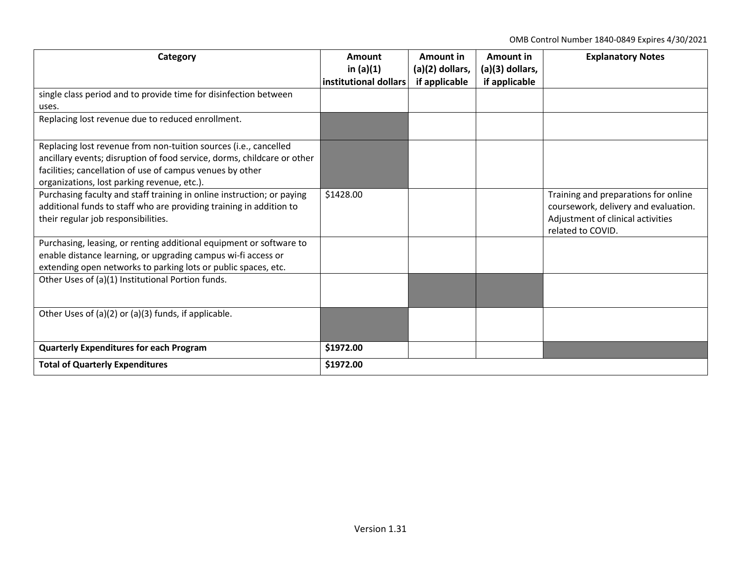| Category | Amount in (a)(1) institutional dollars | Amount in (a)(2) dollars, if applicable | Amount in (a)(3) dollars, if applicable | Explanatory Notes |
|---|---|---|---|---|
| single class period and to provide time for disinfection between uses. | | | | |
| Replacing lost revenue due to reduced enrollment. | | | | |
| Replacing lost revenue from non-tuition sources (i.e., cancelled ancillary events; disruption of food service, dorms, childcare or other facilities; cancellation of use of campus venues by other organizations, lost parking revenue, etc.). | | | | |
| Purchasing faculty and staff training in online instruction; or paying additional funds to staff who are providing training in addition to their regular job responsibilities. | $1428.00 | | | Training and preparations for online coursework, delivery and evaluation. Adjustment of clinical activities related to COVID. |
| Purchasing, leasing, or renting additional equipment or software to enable distance learning, or upgrading campus wi-fi access or extending open networks to parking lots or public spaces, etc. | | | | |
| Other Uses of (a)(1) Institutional Portion funds. | | | | |
| Other Uses of (a)(2) or (a)(3) funds, if applicable. | | | | |
| **Quarterly Expenditures for each Program** | **$1972.00** | | | |
| **Total of Quarterly Expenditures** | **$1972.00** | | | |